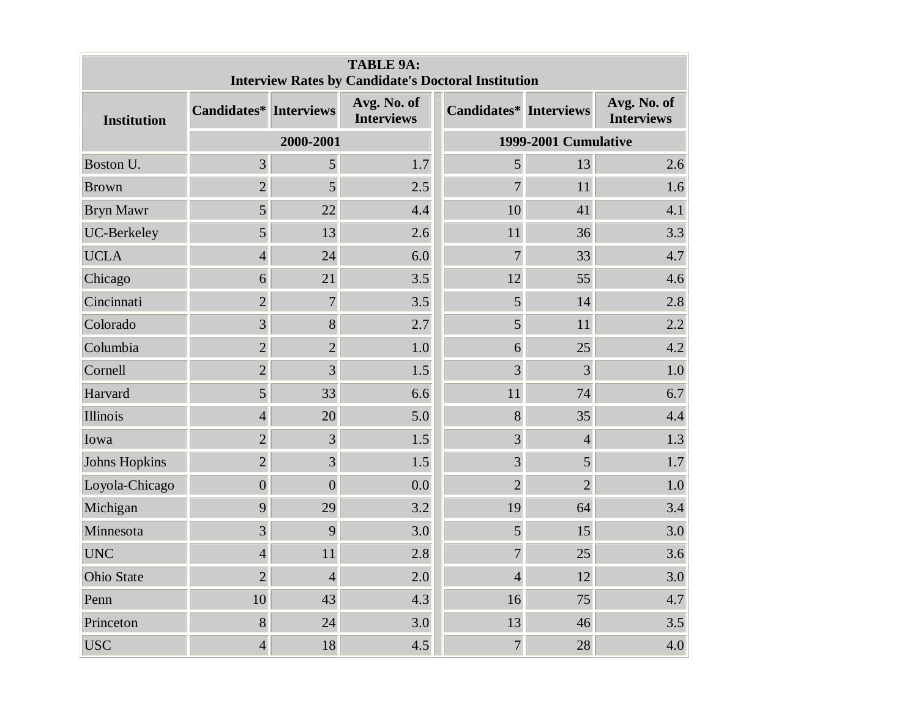**TABLE 9A:**
**Interview Rates by Candidate's Doctoral Institution**

| Institution | Candidates* | Interviews | Avg. No. of Interviews | Candidates* | Interviews | Avg. No. of Interviews |
|---|---|---|---|---|---|---|
| | 2000-2001 | | | 1999-2001 Cumulative | | |
| Boston U. | 3 | 5 | 1.7 | 5 | 13 | 2.6 |
| Brown | 2 | 5 | 2.5 | 7 | 11 | 1.6 |
| Bryn Mawr | 5 | 22 | 4.4 | 10 | 41 | 4.1 |
| UC-Berkeley | 5 | 13 | 2.6 | 11 | 36 | 3.3 |
| UCLA | 4 | 24 | 6.0 | 7 | 33 | 4.7 |
| Chicago | 6 | 21 | 3.5 | 12 | 55 | 4.6 |
| Cincinnati | 2 | 7 | 3.5 | 5 | 14 | 2.8 |
| Colorado | 3 | 8 | 2.7 | 5 | 11 | 2.2 |
| Columbia | 2 | 2 | 1.0 | 6 | 25 | 4.2 |
| Cornell | 2 | 3 | 1.5 | 3 | 3 | 1.0 |
| Harvard | 5 | 33 | 6.6 | 11 | 74 | 6.7 |
| Illinois | 4 | 20 | 5.0 | 8 | 35 | 4.4 |
| Iowa | 2 | 3 | 1.5 | 3 | 4 | 1.3 |
| Johns Hopkins | 2 | 3 | 1.5 | 3 | 5 | 1.7 |
| Loyola-Chicago | 0 | 0 | 0.0 | 2 | 2 | 1.0 |
| Michigan | 9 | 29 | 3.2 | 19 | 64 | 3.4 |
| Minnesota | 3 | 9 | 3.0 | 5 | 15 | 3.0 |
| UNC | 4 | 11 | 2.8 | 7 | 25 | 3.6 |
| Ohio State | 2 | 4 | 2.0 | 4 | 12 | 3.0 |
| Penn | 10 | 43 | 4.3 | 16 | 75 | 4.7 |
| Princeton | 8 | 24 | 3.0 | 13 | 46 | 3.5 |
| USC | 4 | 18 | 4.5 | 7 | 28 | 4.0 |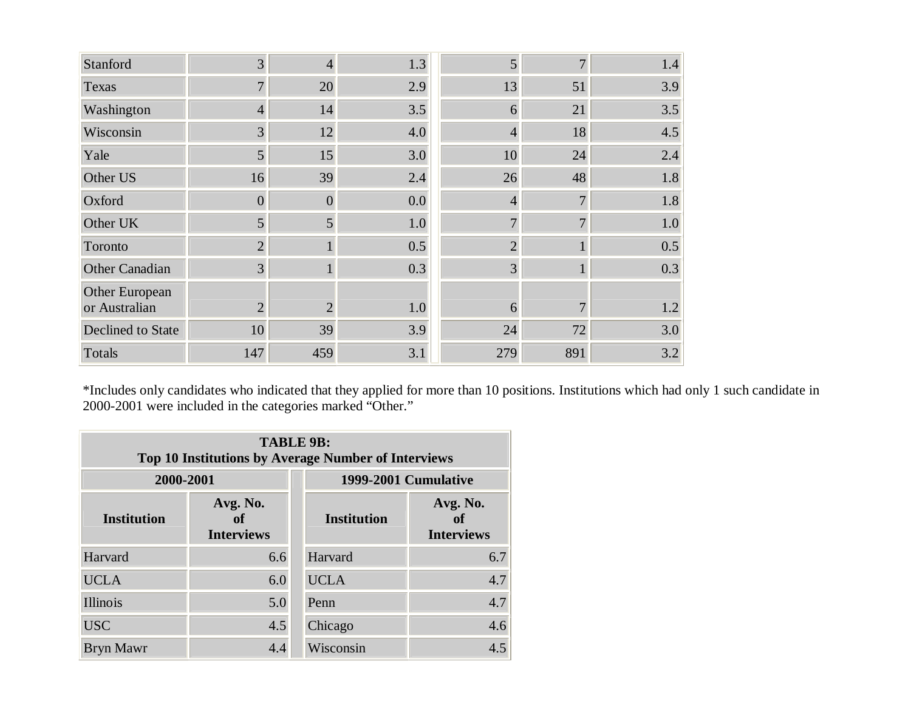| Stanford | 3 | 4 | 1.3 | | 5 | 7 | 1.4 |
|---|---|---|---|---|---|---|---|
| Texas | 7 | 20 | 2.9 | | 13 | 51 | 3.9 |
| Washington | 4 | 14 | 3.5 | | 6 | 21 | 3.5 |
| Wisconsin | 3 | 12 | 4.0 | | 4 | 18 | 4.5 |
| Yale | 5 | 15 | 3.0 | | 10 | 24 | 2.4 |
| Other US | 16 | 39 | 2.4 | | 26 | 48 | 1.8 |
| Oxford | 0 | 0 | 0.0 | | 4 | 7 | 1.8 |
| Other UK | 5 | 5 | 1.0 | | 7 | 7 | 1.0 |
| Toronto | 2 | 1 | 0.5 | | 2 | 1 | 0.5 |
| Other Canadian | 3 | 1 | 0.3 | | 3 | 1 | 0.3 |
| Other European or Australian | 2 | 2 | 1.0 | | 6 | 7 | 1.2 |
| Declined to State | 10 | 39 | 3.9 | | 24 | 72 | 3.0 |
| Totals | 147 | 459 | 3.1 | | 279 | 891 | 3.2 |

*Includes only candidates who indicated that they applied for more than 10 positions. Institutions which had only 1 such candidate in 2000-2001 were included in the categories marked "Other."

| **TABLE 9B: Top 10 Institutions by Average Number of Interviews** | | | | |
|---|---|---|---|---|
| **2000-2001** | | | **1999-2001 Cumulative** | |
| **Institution** | **Avg. No. of Interviews** | | **Institution** | **Avg. No. of Interviews** |
| Harvard | 6.6 | | Harvard | 6.7 |
| UCLA | 6.0 | | UCLA | 4.7 |
| Illinois | 5.0 | | Penn | 4.7 |
| USC | 4.5 | | Chicago | 4.6 |
| Bryn Mawr | 4.4 | | Wisconsin | 4.5 |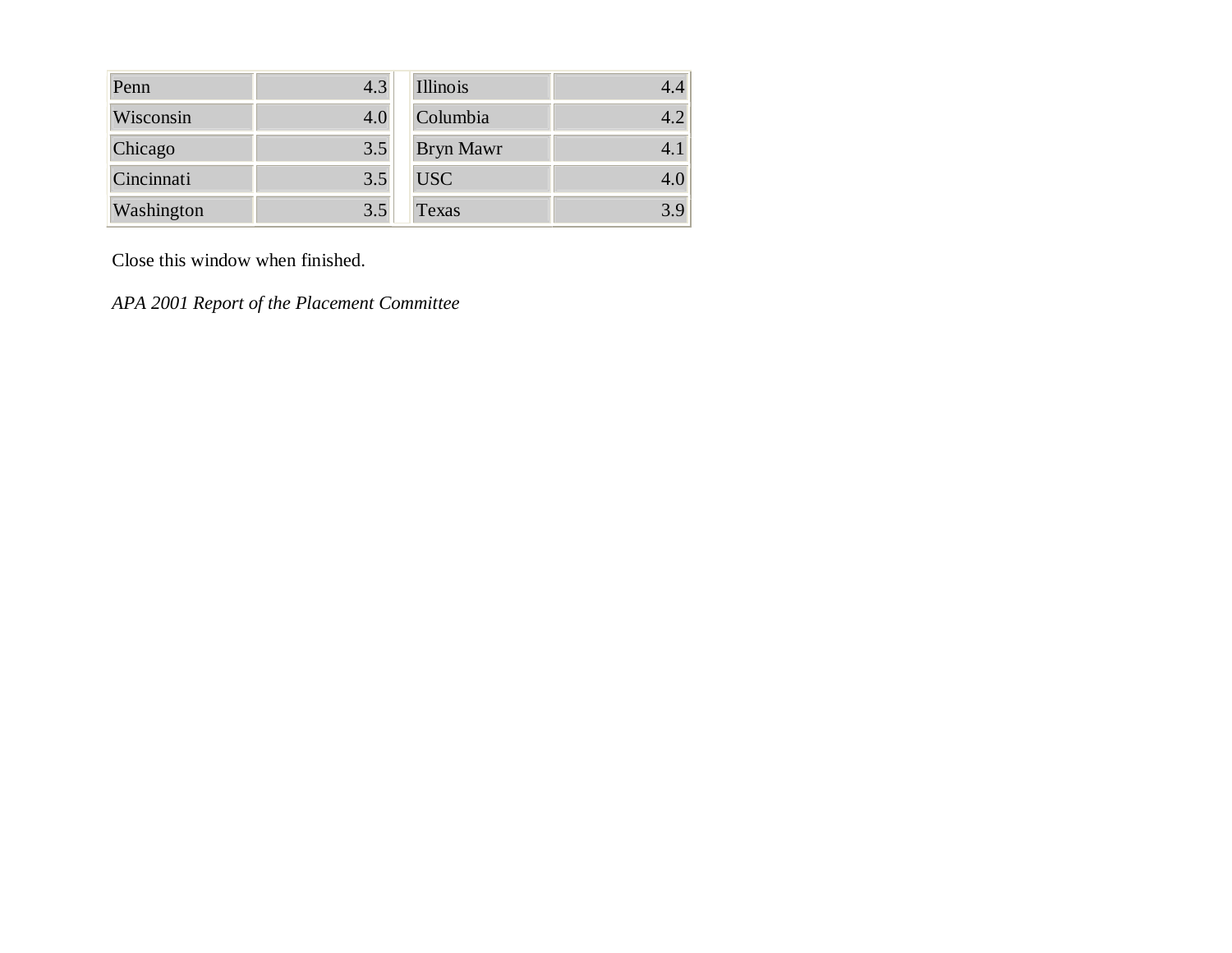| | | | |
|---|---|---|---|
| Penn | 4.3 | Illinois | 4.4 |
| Wisconsin | 4.0 | Columbia | 4.2 |
| Chicago | 3.5 | Bryn Mawr | 4.1 |
| Cincinnati | 3.5 | USC | 4.0 |
| Washington | 3.5 | Texas | 3.9 |

Close this window when finished.

*APA 2001 Report of the Placement Committee*